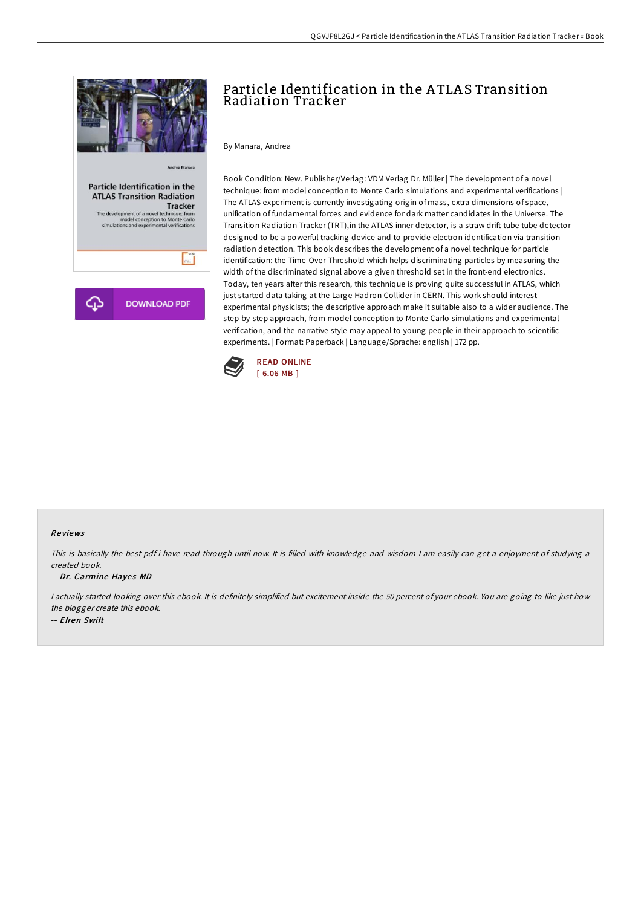# Particle Identification in the ATLAS Transition Radiation Tracker

By Manara, Andrea

Book Condition: New. Publisher/Verlag: VDM Verlag Dr. Müller | The development of a novel technique: from model conception to Monte Carlo simulations and experimental verifications | The ATLAS experiment is currently investigating origin of mass, extra dimensions of space, unification of fundamental forces and evidence for dark matter candidates in the Universe. The Transition Radiation Tracker (TRT),in the ATLAS inner detector, is a straw drift-tube tube detector designed to be a powerful tracking device and to provide electron identification via transition-radiation detection. This book describes the development of a novel technique for particle identification: the Time-Over-Threshold which helps discriminating particles by measuring the width of the discriminated signal above a given threshold set in the front-end electronics. Today, ten years after this research, this technique is proving quite successful in ATLAS, which just started data taking at the Large Hadron Collider in CERN. This work should interest experimental physicists; the descriptive approach make it suitable also to a wider audience. The step-by-step approach, from model conception to Monte Carlo simulations and experimental verification, and the narrative style may appeal to young people in their approach to scientific experiments. | Format: Paperback | Language/Sprache: english | 172 pp.

DOWNLOAD PDF

READ ONLINE
[ 6.06 MB ]

### Reviews

*This is basically the best pdf i have read through until now. It is filled with knowledge and wisdom I am easily can get a enjoyment of studying a created book.*

-- ***Dr. Carmine Hayes MD***

*I actually started looking over this ebook. It is definitely simplified but excitement inside the 50 percent of your ebook. You are going to like just how the blogger create this ebook.*

-- ***Efren Swift***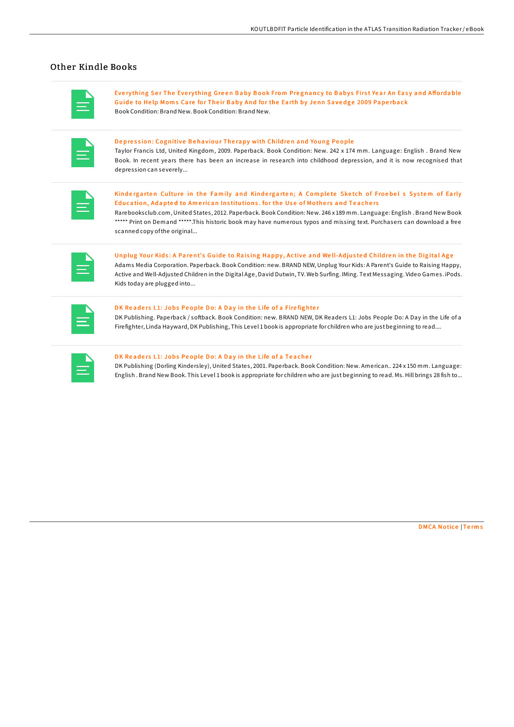## Other Kindle Books

**Everything Ser The Everything Green Baby Book From Pregnancy to Babys First Year An Easy and Affordable Guide to Help Moms Care for Their Baby And for the Earth by Jenn Savedge 2009 Paperback**

Book Condition: Brand New. Book Condition: Brand New.

**Depression: Cognitive Behaviour Therapy with Children and Young People**

Taylor Francis Ltd, United Kingdom, 2009. Paperback. Book Condition: New. 242 x 174 mm. Language: English . Brand New Book. In recent years there has been an increase in research into childhood depression, and it is now recognised that depression can severely...

**Kindergarten Culture in the Family and Kindergarten; A Complete Sketch of Froebel s System of Early Education, Adapted to American Institutions. for the Use of Mothers and Teachers**

Rarebooksclub.com, United States, 2012. Paperback. Book Condition: New. 246 x 189 mm. Language: English . Brand New Book ***** Print on Demand *****.This historic book may have numerous typos and missing text. Purchasers can download a free scanned copy of the original...

**Unplug Your Kids: A Parent's Guide to Raising Happy, Active and Well-Adjusted Children in the Digital Age**

Adams Media Corporation. Paperback. Book Condition: new. BRAND NEW, Unplug Your Kids: A Parent's Guide to Raising Happy, Active and Well-Adjusted Children in the Digital Age, David Dutwin, TV. Web Surfing. IMing. Text Messaging. Video Games. iPods. Kids today are plugged into...

**DK Readers L1: Jobs People Do: A Day in the Life of a Firefighter**

DK Publishing. Paperback / softback. Book Condition: new. BRAND NEW, DK Readers L1: Jobs People Do: A Day in the Life of a Firefighter, Linda Hayward, DK Publishing, This Level 1 book is appropriate for children who are just beginning to read....

**DK Readers L1: Jobs People Do: A Day in the Life of a Teacher**

DK Publishing (Dorling Kindersley), United States, 2001. Paperback. Book Condition: New. American.. 224 x 150 mm. Language: English . Brand New Book. This Level 1 book is appropriate for children who are just beginning to read. Ms. Hill brings 28 fish to...

DMCA Notice | Terms